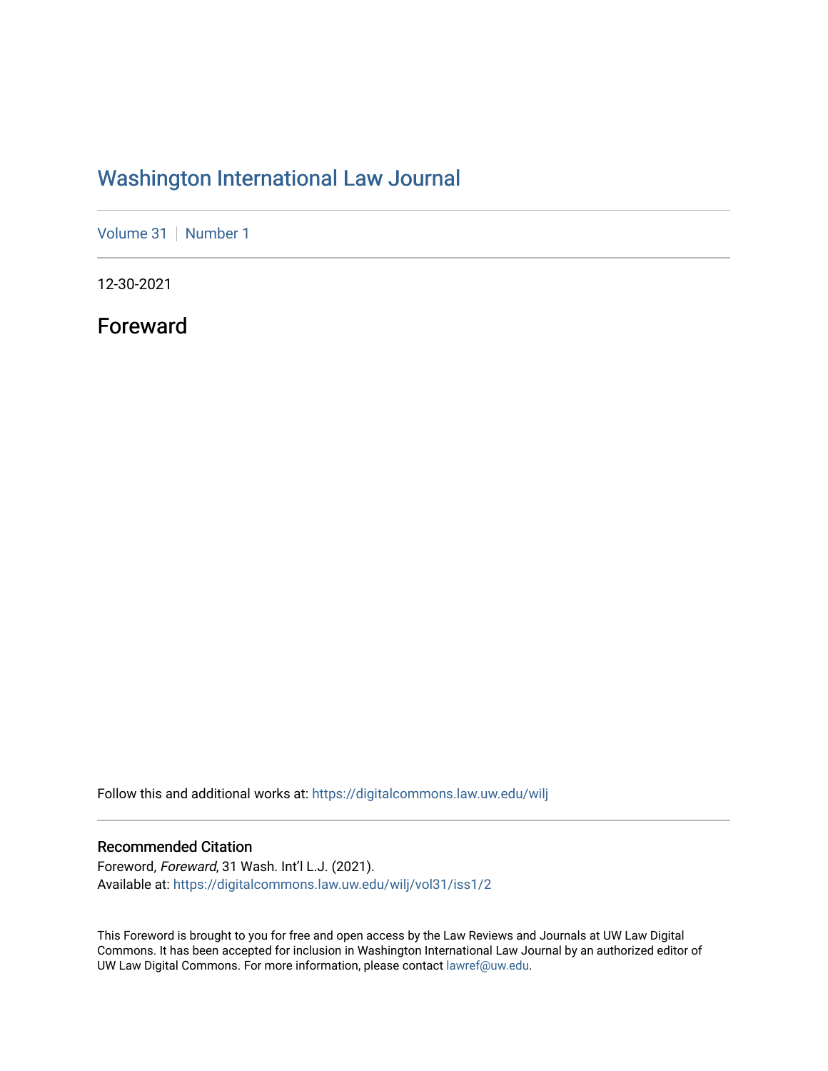# Washington International Law Journal

Volume 31 | Number 1

12-30-2021

## Foreward

Follow this and additional works at: https://digitalcommons.law.uw.edu/wilj

### Recommended Citation

Foreword, *Foreward*, 31 Wash. Int'l L.J. (2021).
Available at: https://digitalcommons.law.uw.edu/wilj/vol31/iss1/2

This Foreword is brought to you for free and open access by the Law Reviews and Journals at UW Law Digital Commons. It has been accepted for inclusion in Washington International Law Journal by an authorized editor of UW Law Digital Commons. For more information, please contact lawref@uw.edu.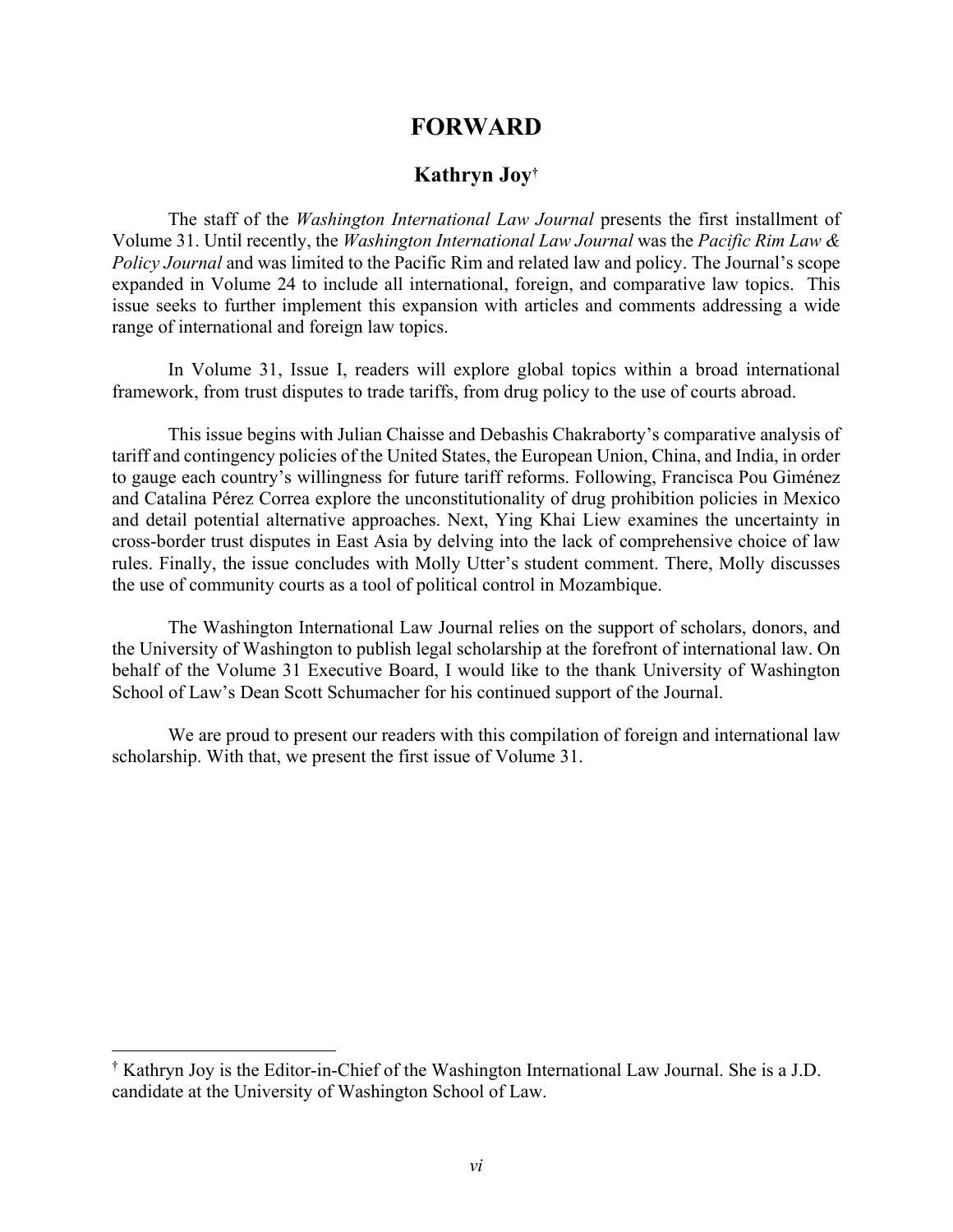# FORWARD

## Kathryn Joy[†]

The staff of the *Washington International Law Journal* presents the first installment of Volume 31. Until recently, the *Washington International Law Journal* was the *Pacific Rim Law & Policy Journal* and was limited to the Pacific Rim and related law and policy. The Journal's scope expanded in Volume 24 to include all international, foreign, and comparative law topics. This issue seeks to further implement this expansion with articles and comments addressing a wide range of international and foreign law topics.

In Volume 31, Issue I, readers will explore global topics within a broad international framework, from trust disputes to trade tariffs, from drug policy to the use of courts abroad.

This issue begins with Julian Chaisse and Debashis Chakraborty's comparative analysis of tariff and contingency policies of the United States, the European Union, China, and India, in order to gauge each country's willingness for future tariff reforms. Following, Francisca Pou Giménez and Catalina Pérez Correa explore the unconstitutionality of drug prohibition policies in Mexico and detail potential alternative approaches. Next, Ying Khai Liew examines the uncertainty in cross-border trust disputes in East Asia by delving into the lack of comprehensive choice of law rules. Finally, the issue concludes with Molly Utter's student comment. There, Molly discusses the use of community courts as a tool of political control in Mozambique.

The Washington International Law Journal relies on the support of scholars, donors, and the University of Washington to publish legal scholarship at the forefront of international law. On behalf of the Volume 31 Executive Board, I would like to the thank University of Washington School of Law's Dean Scott Schumacher for his continued support of the Journal.

We are proud to present our readers with this compilation of foreign and international law scholarship. With that, we present the first issue of Volume 31.

---

[†] Kathryn Joy is the Editor-in-Chief of the Washington International Law Journal. She is a J.D. candidate at the University of Washington School of Law.